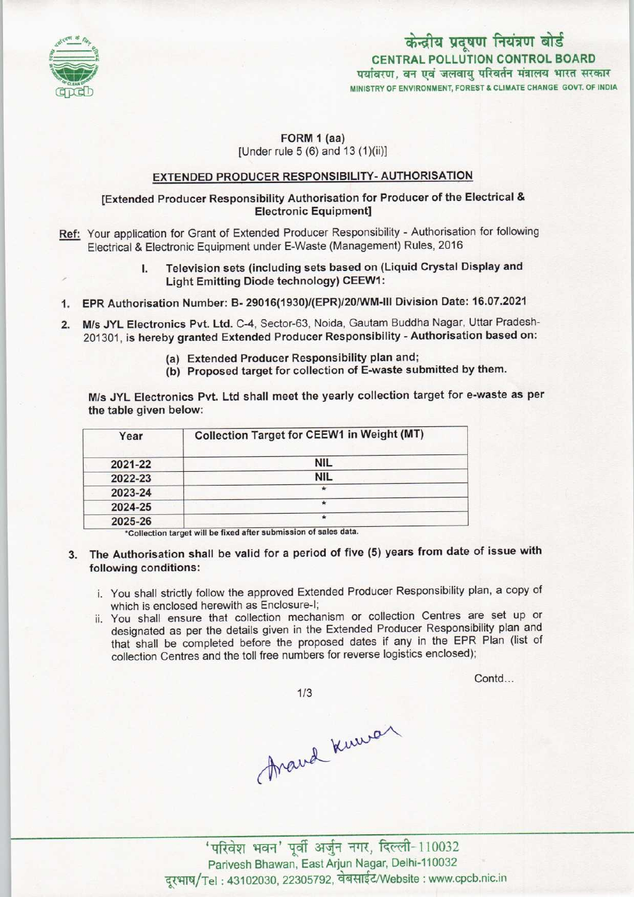केन्द्रीय प्रदूषण नियंत्रण बोर्ड
**CENTRAL POLLUTION CONTROL BOARD**
पर्यावरण, वन एवं जलवायु परिवर्तन मंत्रालय भारत सरकार
MINISTRY OF ENVIRONMENT, FOREST & CLIMATE CHANGE GOVT. OF INDIA

**FORM 1 (aa)**
[Under rule 5 (6) and 13 (1)(ii)]

## EXTENDED PRODUCER RESPONSIBILITY- AUTHORISATION

**[Extended Producer Responsibility Authorisation for Producer of the Electrical & Electronic Equipment]**

Ref: Your application for Grant of Extended Producer Responsibility - Authorisation for following Electrical & Electronic Equipment under E-Waste (Management) Rules, 2016

I. **Television sets (including sets based on (Liquid Crystal Display and Light Emitting Diode technology) CEEW1:**

1. **EPR Authorisation Number: B- 29016(1930)/(EPR)/20/WM-III Division Date: 16.07.2021**
2. **M/s JYL Electronics Pvt. Ltd.** C-4, Sector-63, Noida, Gautam Buddha Nagar, Uttar Pradesh-201301, is hereby **granted** Extended Producer Responsibility - **Authorisation based on:**
   - (a) Extended Producer Responsibility plan and;
   - (b) Proposed target for collection of E-waste submitted by them.

M/s JYL Electronics Pvt. Ltd shall meet the yearly collection target for e-waste as per the table given below:

| Year | Collection Target for CEEW1 in Weight (MT) |
|---|---|
| 2021-22 | NIL |
| 2022-23 | NIL |
| 2023-24 | * |
| 2024-25 | * |
| 2025-26 | * |

*Collection target will be fixed after submission of sales data.

3. **The Authorisation shall be valid for a period of five (5) years from date of issue with following conditions:**
   - i. You shall strictly follow the approved Extended Producer Responsibility plan, a copy of which is enclosed herewith as Enclosure-I;
   - ii. You shall ensure that collection mechanism or collection Centres are set up or designated as per the details given in the Extended Producer Responsibility plan and that shall be completed before the proposed dates if any in the EPR Plan (list of collection Centres and the toll free numbers for reverse logistics enclosed);

Contd...

Anand Kumar

'परिवेश भवन' पूर्वी अर्जुन नगर, दिल्ली-110032
Parivesh Bhawan, East Arjun Nagar, Delhi-110032
दूरभाष/Tel : 43102030, 22305792, वेबसाईट/Website : www.cpcb.nic.in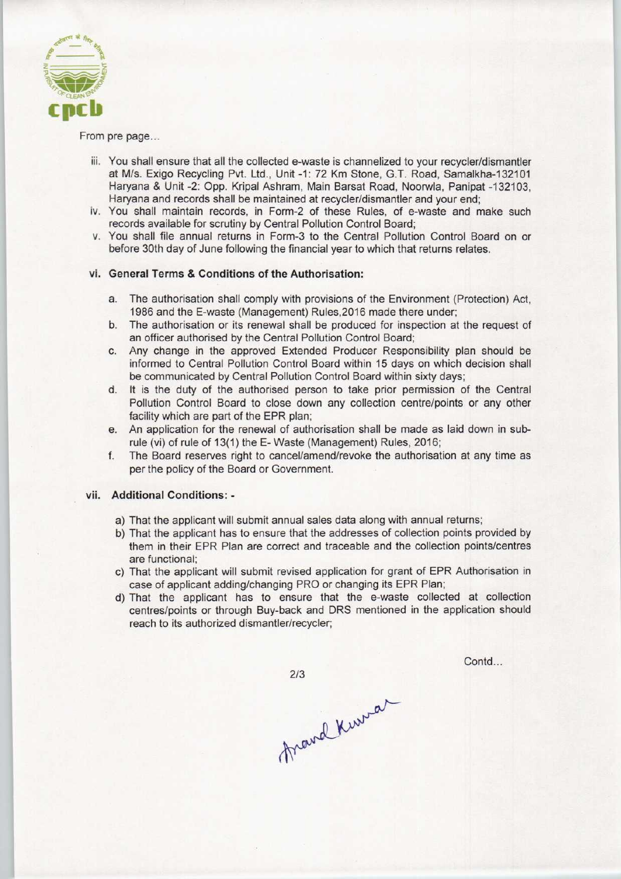From pre page...

iii. You shall ensure that all the collected e-waste is channelized to your recycler/dismantler at M/s. Exigo Recycling Pvt. Ltd., Unit -1: 72 Km Stone, G.T. Road, Samalkha-132101 Haryana & Unit -2: Opp. Kripal Ashram, Main Barsat Road, Noorwla, Panipat -132103, Haryana and records shall be maintained at recycler/dismantler and your end;

iv. You shall maintain records, in Form-2 of these Rules, of e-waste and make such records available for scrutiny by Central Pollution Control Board;

v. You shall file annual returns in Form-3 to the Central Pollution Control Board on or before 30th day of June following the financial year to which that returns relates.

**vi. General Terms & Conditions of the Authorisation:**

a. The authorisation shall comply with provisions of the Environment (Protection) Act, 1986 and the E-waste (Management) Rules,2016 made there under;

b. The authorisation or its renewal shall be produced for inspection at the request of an officer authorised by the Central Pollution Control Board;

c. Any change in the approved Extended Producer Responsibility plan should be informed to Central Pollution Control Board within 15 days on which decision shall be communicated by Central Pollution Control Board within sixty days;

d. It is the duty of the authorised person to take prior permission of the Central Pollution Control Board to close down any collection centre/points or any other facility which are part of the EPR plan;

e. An application for the renewal of authorisation shall be made as laid down in sub-rule (vi) of rule of 13(1) the E- Waste (Management) Rules, 2016;

f. The Board reserves right to cancel/amend/revoke the authorisation at any time as per the policy of the Board or Government.

**vii. Additional Conditions: -**

a) That the applicant will submit annual sales data along with annual returns;

b) That the applicant has to ensure that the addresses of collection points provided by them in their EPR Plan are correct and traceable and the collection points/centres are functional;

c) That the applicant will submit revised application for grant of EPR Authorisation in case of applicant adding/changing PRO or changing its EPR Plan;

d) That the applicant has to ensure that the e-waste collected at collection centres/points or through Buy-back and DRS mentioned in the application should reach to its authorized dismantler/recycler;

Contd...

Anand Kumar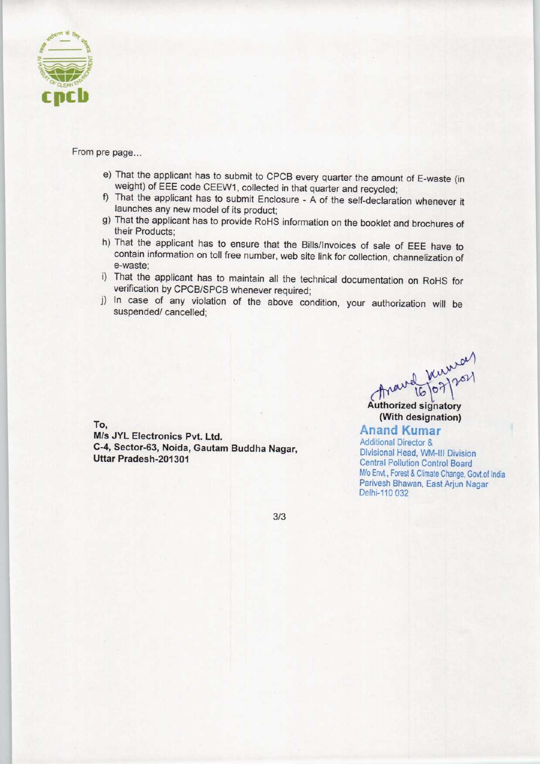From pre page...

e) That the applicant has to submit to CPCB every quarter the amount of E-waste (in weight) of EEE code CEEW1, collected in that quarter and recycled;
f) That the applicant has to submit Enclosure - A of the self-declaration whenever it launches any new model of its product;
g) That the applicant has to provide RoHS information on the booklet and brochures of their Products;
h) That the applicant has to ensure that the Bills/Invoices of sale of EEE have to contain information on toll free number, web site link for collection, channelization of e-waste;
i) That the applicant has to maintain all the technical documentation on RoHS for verification by CPCB/SPCB whenever required;
j) In case of any violation of the above condition, your authorization will be suspended/ cancelled;

Anand Kumar
16/07/2021

**Authorized signatory**
**(With designation)**

**Anand Kumar**
Additional Director &
Divisional Head, WM-III Division
Central Pollution Control Board
M/o Envt., Forest & Climate Change, Govt.of India
Parivesh Bhawan, East Arjun Nagar
Delhi-110 032

**To,**
**M/s JYL Electronics Pvt. Ltd.**
**C-4, Sector-63, Noida, Gautam Buddha Nagar,**
**Uttar Pradesh-201301**